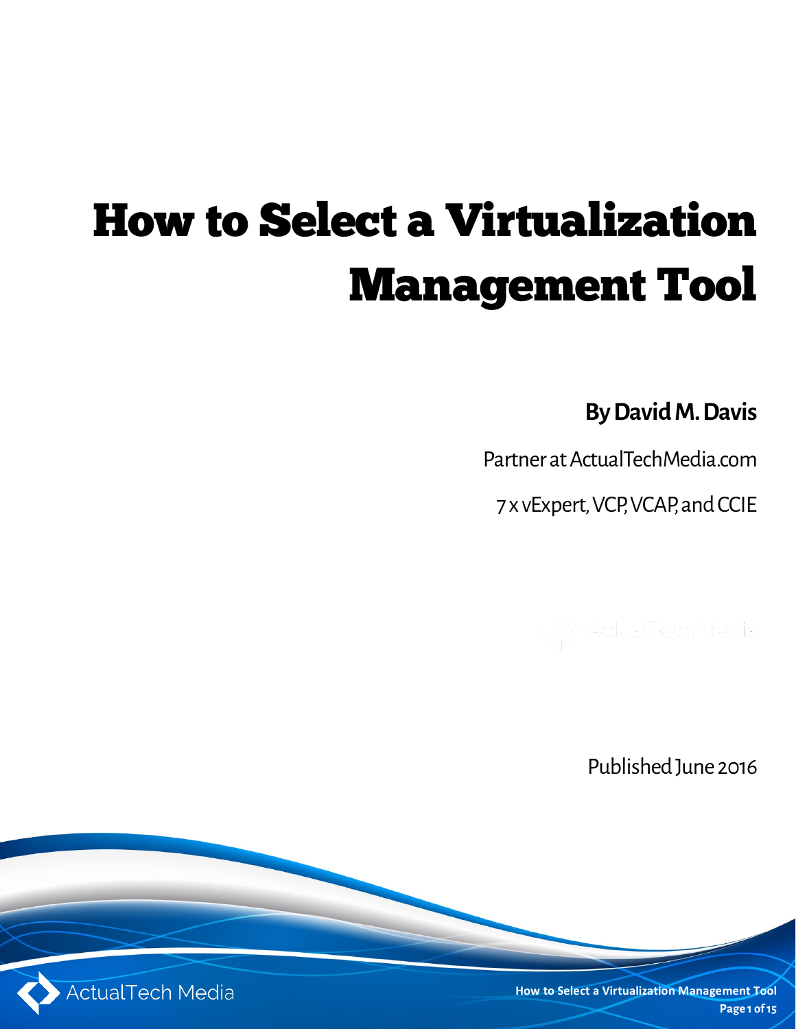# How to Select a Virtualization Management Tool

**By David M. Davis**

Partner at ActualTechMedia.com

7 x vExpert, VCP, VCAP, and CCIE

Published June 2016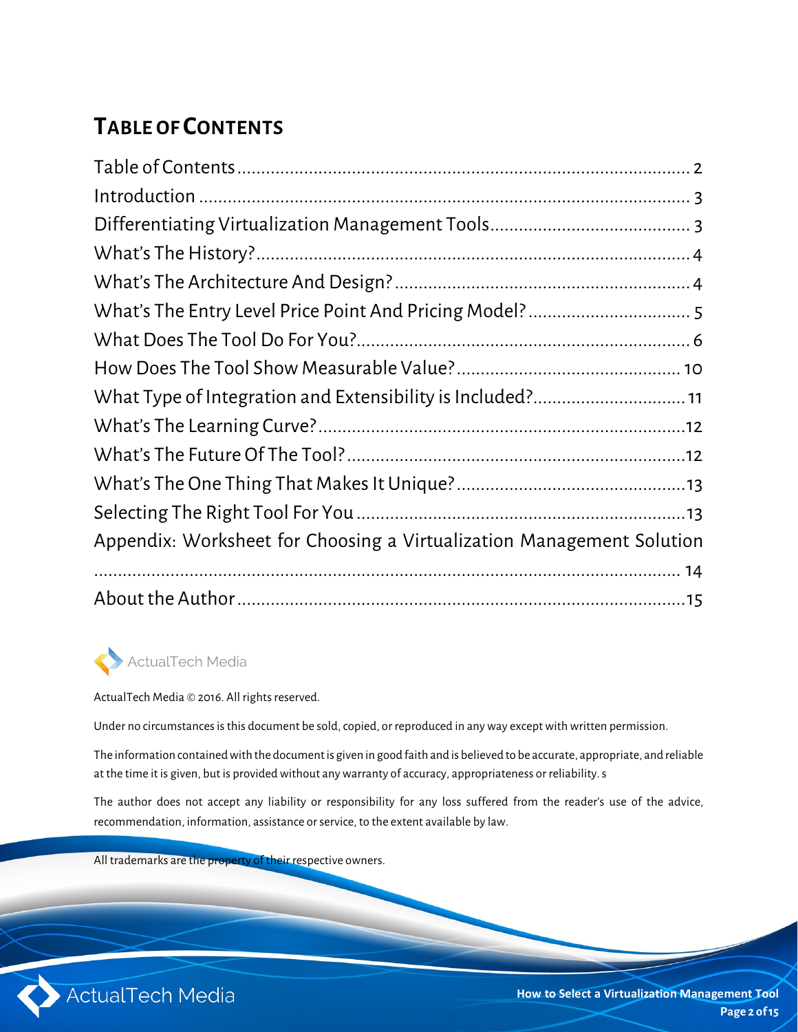## Table of Contents

Table of Contents ........................................................................................ 2
Introduction ............................................................................................... 3
Differentiating Virtualization Management Tools ......................................... 3
What's The History? ..................................................................................... 4
What's The Architecture And Design? ............................................................ 4
What's The Entry Level Price Point And Pricing Model? ................................. 5
What Does The Tool Do For You? .................................................................. 6
How Does The Tool Show Measurable Value? .............................................. 10
What Type of Integration and Extensibility is Included? ............................... 11
What's The Learning Curve? ........................................................................ 12
What's The Future Of The Tool? ................................................................... 12
What's The One Thing That Makes It Unique? .............................................. 13
Selecting The Right Tool For You .................................................................. 13
Appendix: Worksheet for Choosing a Virtualization Management Solution ........................................................................................................... 14
About the Author ........................................................................................ 15

ActualTech Media

ActualTech Media © 2016. All rights reserved.

Under no circumstances is this document be sold, copied, or reproduced in any way except with written permission.

The information contained with the document is given in good faith and is believed to be accurate, appropriate, and reliable at the time it is given, but is provided without any warranty of accuracy, appropriateness or reliability. s

The author does not accept any liability or responsibility for any loss suffered from the reader's use of the advice, recommendation, information, assistance or service, to the extent available by law.

All trademarks are the property of their respective owners.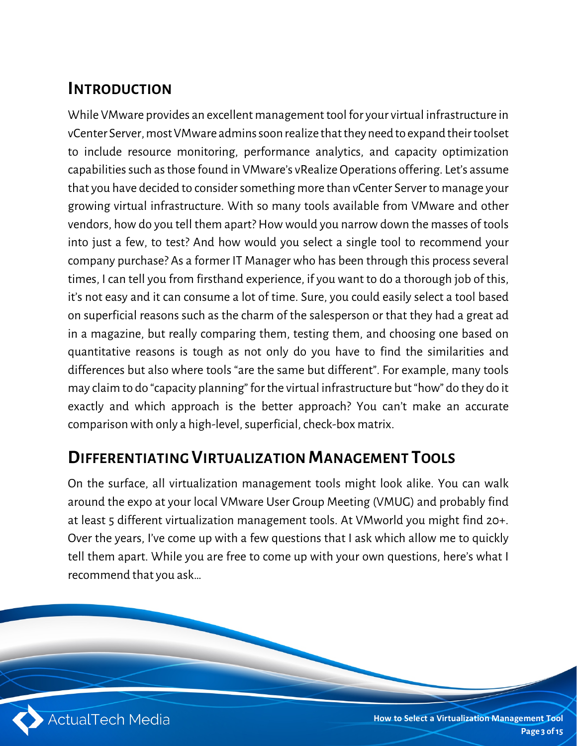## Introduction

While VMware provides an excellent management tool for your virtual infrastructure in vCenter Server, most VMware admins soon realize that they need to expand their toolset to include resource monitoring, performance analytics, and capacity optimization capabilities such as those found in VMware's vRealize Operations offering. Let's assume that you have decided to consider something more than vCenter Server to manage your growing virtual infrastructure. With so many tools available from VMware and other vendors, how do you tell them apart? How would you narrow down the masses of tools into just a few, to test? And how would you select a single tool to recommend your company purchase? As a former IT Manager who has been through this process several times, I can tell you from firsthand experience, if you want to do a thorough job of this, it's not easy and it can consume a lot of time. Sure, you could easily select a tool based on superficial reasons such as the charm of the salesperson or that they had a great ad in a magazine, but really comparing them, testing them, and choosing one based on quantitative reasons is tough as not only do you have to find the similarities and differences but also where tools "are the same but different". For example, many tools may claim to do "capacity planning" for the virtual infrastructure but "how" do they do it exactly and which approach is the better approach? You can't make an accurate comparison with only a high-level, superficial, check-box matrix.

## Differentiating Virtualization Management Tools

On the surface, all virtualization management tools might look alike. You can walk around the expo at your local VMware User Group Meeting (VMUG) and probably find at least 5 different virtualization management tools. At VMworld you might find 20+. Over the years, I've come up with a few questions that I ask which allow me to quickly tell them apart. While you are free to come up with your own questions, here's what I recommend that you ask…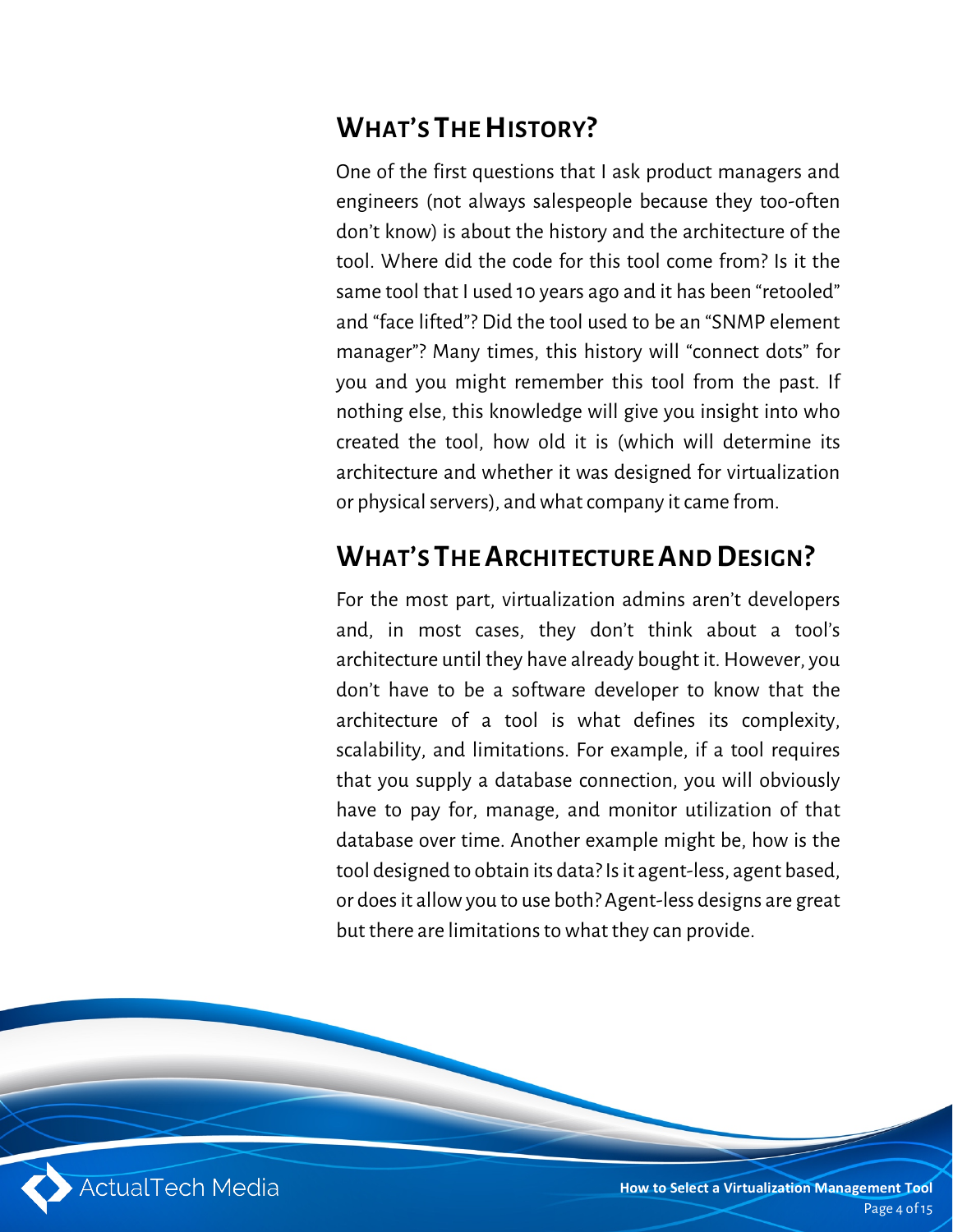## What's The History?

One of the first questions that I ask product managers and engineers (not always salespeople because they too-often don't know) is about the history and the architecture of the tool. Where did the code for this tool come from? Is it the same tool that I used 10 years ago and it has been "retooled" and "face lifted"? Did the tool used to be an "SNMP element manager"? Many times, this history will "connect dots" for you and you might remember this tool from the past. If nothing else, this knowledge will give you insight into who created the tool, how old it is (which will determine its architecture and whether it was designed for virtualization or physical servers), and what company it came from.

## What's The Architecture And Design?

For the most part, virtualization admins aren't developers and, in most cases, they don't think about a tool's architecture until they have already bought it. However, you don't have to be a software developer to know that the architecture of a tool is what defines its complexity, scalability, and limitations. For example, if a tool requires that you supply a database connection, you will obviously have to pay for, manage, and monitor utilization of that database over time. Another example might be, how is the tool designed to obtain its data? Is it agent-less, agent based, or does it allow you to use both? Agent-less designs are great but there are limitations to what they can provide.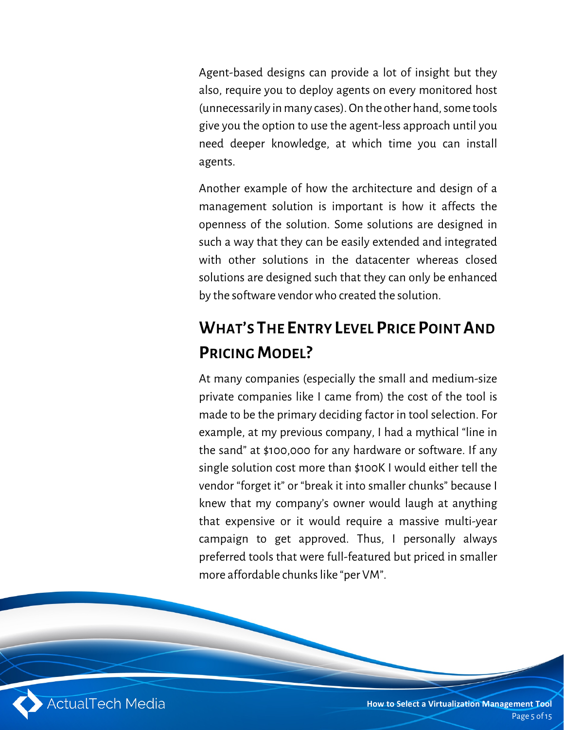Agent-based designs can provide a lot of insight but they also, require you to deploy agents on every monitored host (unnecessarily in many cases). On the other hand, some tools give you the option to use the agent-less approach until you need deeper knowledge, at which time you can install agents.

Another example of how the architecture and design of a management solution is important is how it affects the openness of the solution. Some solutions are designed in such a way that they can be easily extended and integrated with other solutions in the datacenter whereas closed solutions are designed such that they can only be enhanced by the software vendor who created the solution.

## What's The Entry Level Price Point And Pricing Model?

At many companies (especially the small and medium-size private companies like I came from) the cost of the tool is made to be the primary deciding factor in tool selection. For example, at my previous company, I had a mythical "line in the sand" at $100,000 for any hardware or software. If any single solution cost more than $100K I would either tell the vendor "forget it" or "break it into smaller chunks" because I knew that my company's owner would laugh at anything that expensive or it would require a massive multi-year campaign to get approved. Thus, I personally always preferred tools that were full-featured but priced in smaller more affordable chunks like "per VM".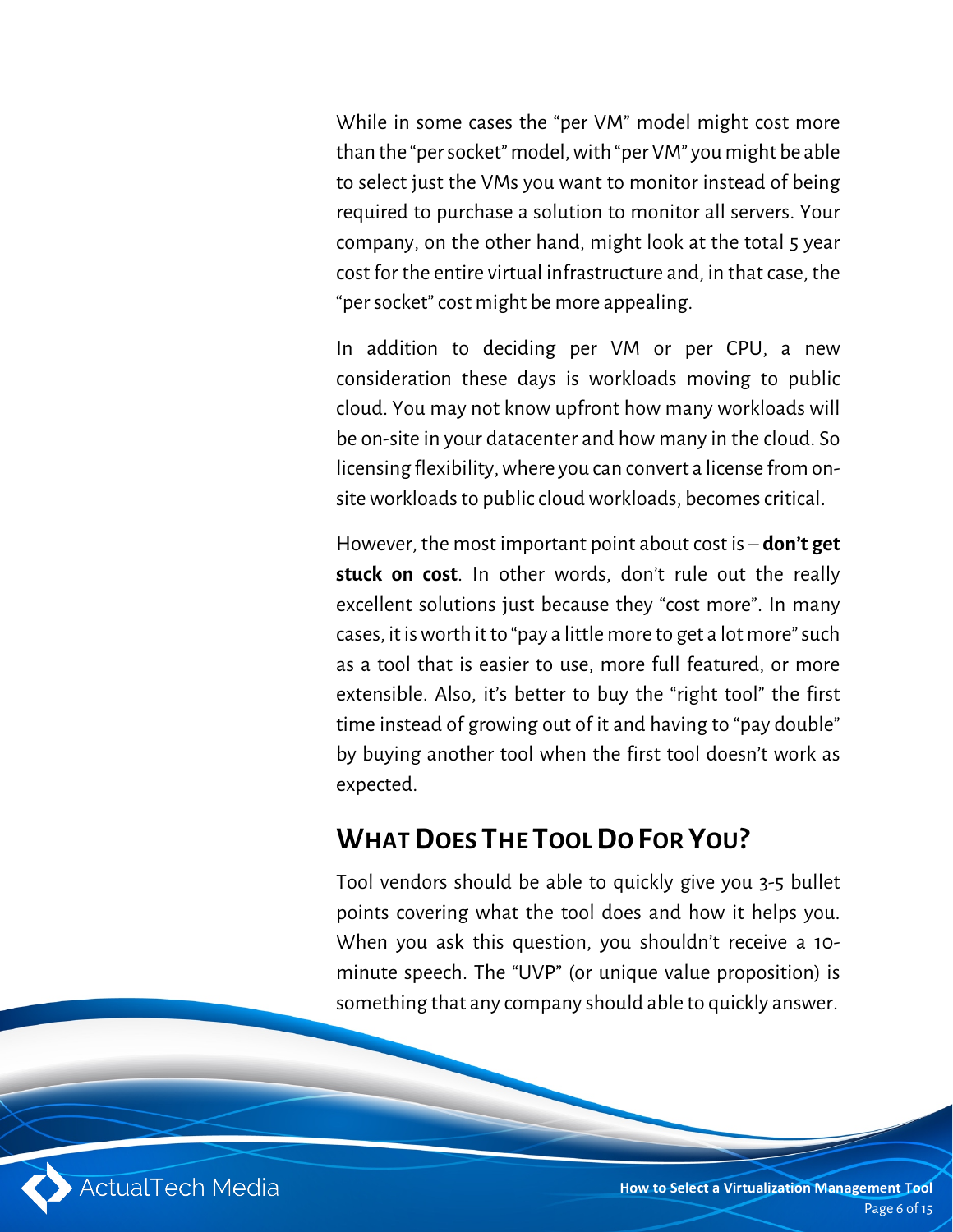While in some cases the "per VM" model might cost more than the "per socket" model, with "per VM" you might be able to select just the VMs you want to monitor instead of being required to purchase a solution to monitor all servers. Your company, on the other hand, might look at the total 5 year cost for the entire virtual infrastructure and, in that case, the "per socket" cost might be more appealing.

In addition to deciding per VM or per CPU, a new consideration these days is workloads moving to public cloud. You may not know upfront how many workloads will be on-site in your datacenter and how many in the cloud. So licensing flexibility, where you can convert a license from on-site workloads to public cloud workloads, becomes critical.

However, the most important point about cost is – **don't get stuck on cost**. In other words, don't rule out the really excellent solutions just because they "cost more". In many cases, it is worth it to "pay a little more to get a lot more" such as a tool that is easier to use, more full featured, or more extensible. Also, it's better to buy the "right tool" the first time instead of growing out of it and having to "pay double" by buying another tool when the first tool doesn't work as expected.

## What Does The Tool Do For You?

Tool vendors should be able to quickly give you 3-5 bullet points covering what the tool does and how it helps you. When you ask this question, you shouldn't receive a 10-minute speech. The "UVP" (or unique value proposition) is something that any company should able to quickly answer.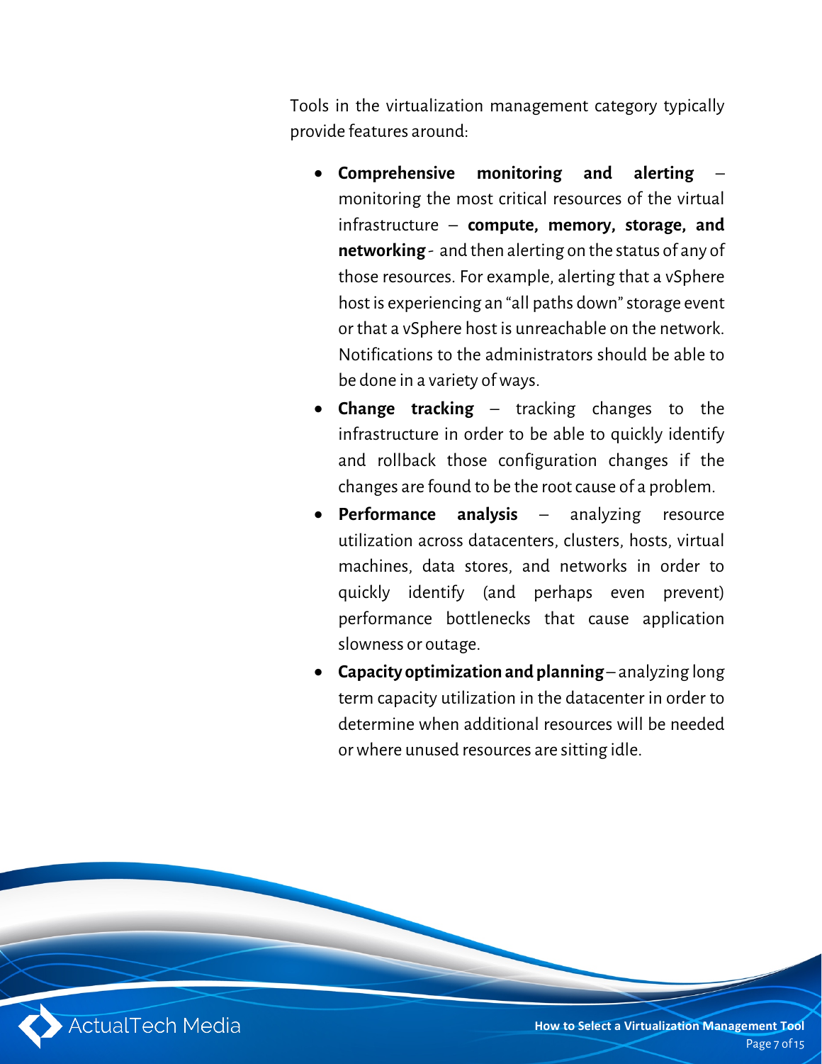Tools in the virtualization management category typically provide features around:

- **Comprehensive monitoring and alerting** – monitoring the most critical resources of the virtual infrastructure – **compute, memory, storage, and networking** - and then alerting on the status of any of those resources. For example, alerting that a vSphere host is experiencing an "all paths down" storage event or that a vSphere host is unreachable on the network. Notifications to the administrators should be able to be done in a variety of ways.
- **Change tracking** – tracking changes to the infrastructure in order to be able to quickly identify and rollback those configuration changes if the changes are found to be the root cause of a problem.
- **Performance analysis** – analyzing resource utilization across datacenters, clusters, hosts, virtual machines, data stores, and networks in order to quickly identify (and perhaps even prevent) performance bottlenecks that cause application slowness or outage.
- **Capacity optimization and planning** – analyzing long term capacity utilization in the datacenter in order to determine when additional resources will be needed or where unused resources are sitting idle.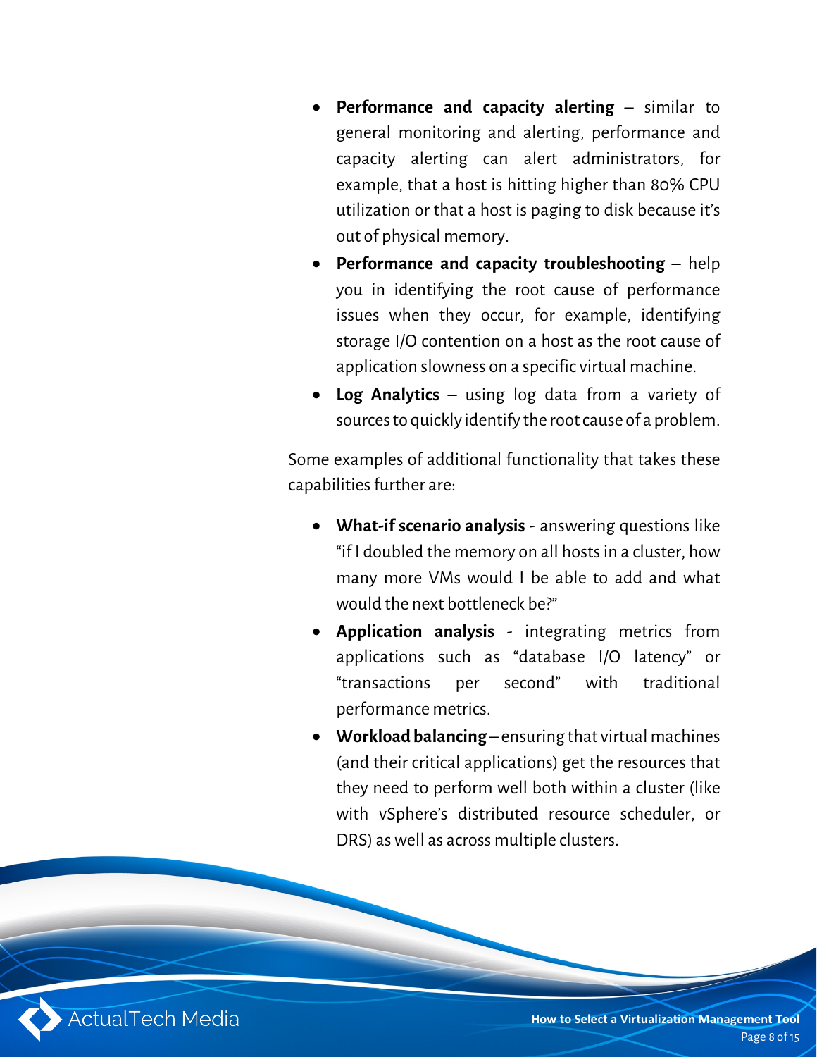- **Performance and capacity alerting** – similar to general monitoring and alerting, performance and capacity alerting can alert administrators, for example, that a host is hitting higher than 80% CPU utilization or that a host is paging to disk because it's out of physical memory.
- **Performance and capacity troubleshooting** – help you in identifying the root cause of performance issues when they occur, for example, identifying storage I/O contention on a host as the root cause of application slowness on a specific virtual machine.
- **Log Analytics** – using log data from a variety of sources to quickly identify the root cause of a problem.

Some examples of additional functionality that takes these capabilities further are:

- **What-if scenario analysis** - answering questions like "if I doubled the memory on all hosts in a cluster, how many more VMs would I be able to add and what would the next bottleneck be?"
- **Application analysis** - integrating metrics from applications such as "database I/O latency" or "transactions per second" with traditional performance metrics.
- **Workload balancing** – ensuring that virtual machines (and their critical applications) get the resources that they need to perform well both within a cluster (like with vSphere's distributed resource scheduler, or DRS) as well as across multiple clusters.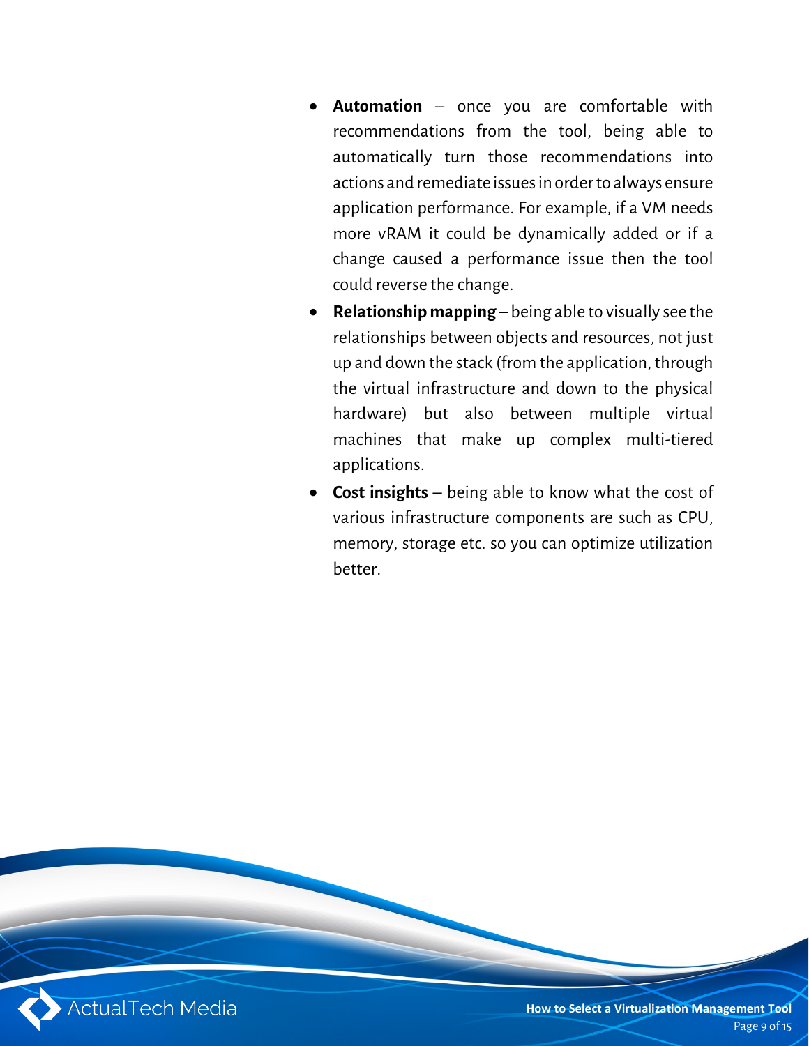- **Automation** – once you are comfortable with recommendations from the tool, being able to automatically turn those recommendations into actions and remediate issues in order to always ensure application performance. For example, if a VM needs more vRAM it could be dynamically added or if a change caused a performance issue then the tool could reverse the change.
- **Relationship mapping** – being able to visually see the relationships between objects and resources, not just up and down the stack (from the application, through the virtual infrastructure and down to the physical hardware) but also between multiple virtual machines that make up complex multi-tiered applications.
- **Cost insights** – being able to know what the cost of various infrastructure components are such as CPU, memory, storage etc. so you can optimize utilization better.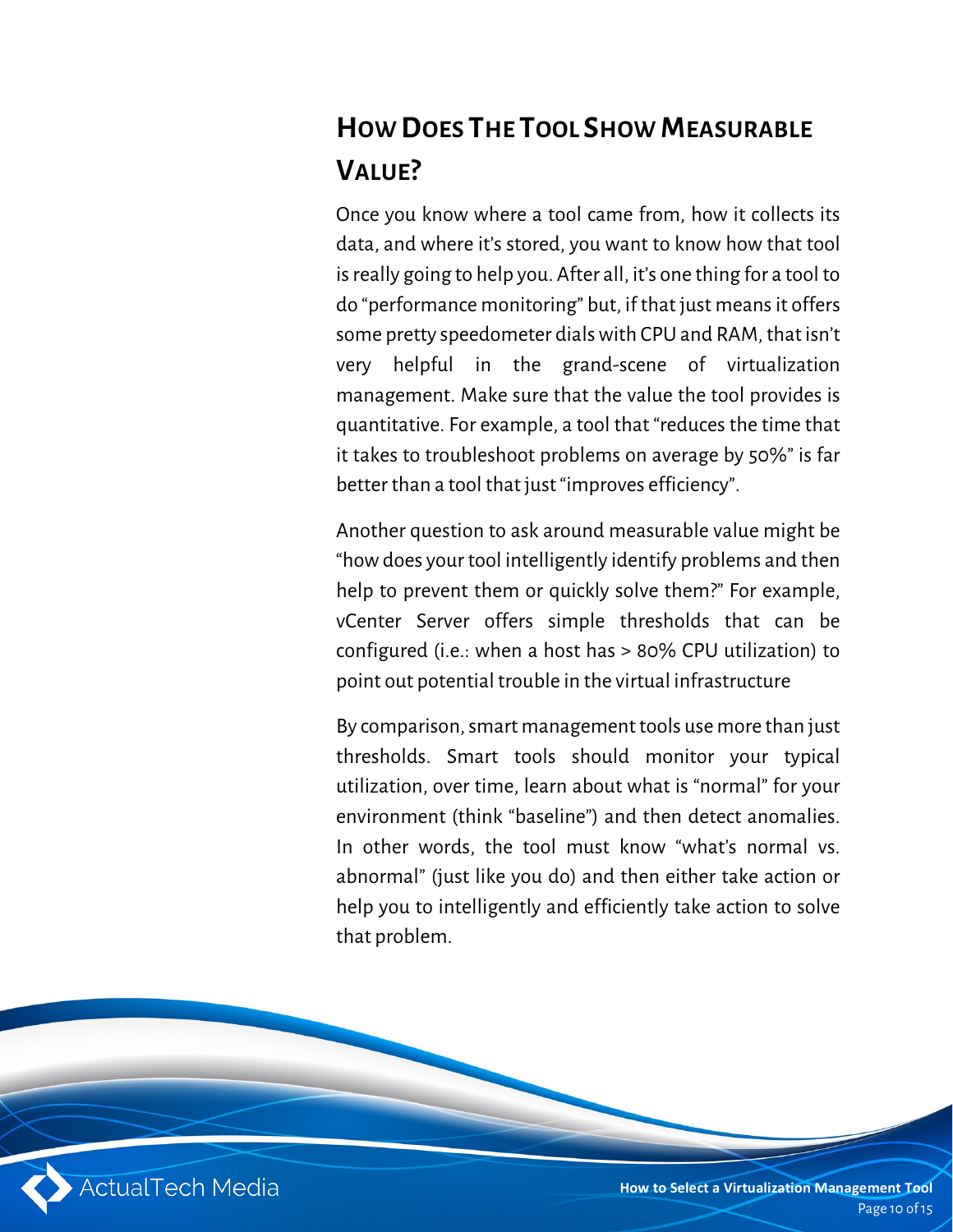## How Does The Tool Show Measurable Value?

Once you know where a tool came from, how it collects its data, and where it's stored, you want to know how that tool is really going to help you. After all, it's one thing for a tool to do "performance monitoring" but, if that just means it offers some pretty speedometer dials with CPU and RAM, that isn't very helpful in the grand-scene of virtualization management. Make sure that the value the tool provides is quantitative. For example, a tool that "reduces the time that it takes to troubleshoot problems on average by 50%" is far better than a tool that just "improves efficiency".

Another question to ask around measurable value might be "how does your tool intelligently identify problems and then help to prevent them or quickly solve them?" For example, vCenter Server offers simple thresholds that can be configured (i.e.: when a host has > 80% CPU utilization) to point out potential trouble in the virtual infrastructure

By comparison, smart management tools use more than just thresholds. Smart tools should monitor your typical utilization, over time, learn about what is "normal" for your environment (think "baseline") and then detect anomalies. In other words, the tool must know "what's normal vs. abnormal" (just like you do) and then either take action or help you to intelligently and efficiently take action to solve that problem.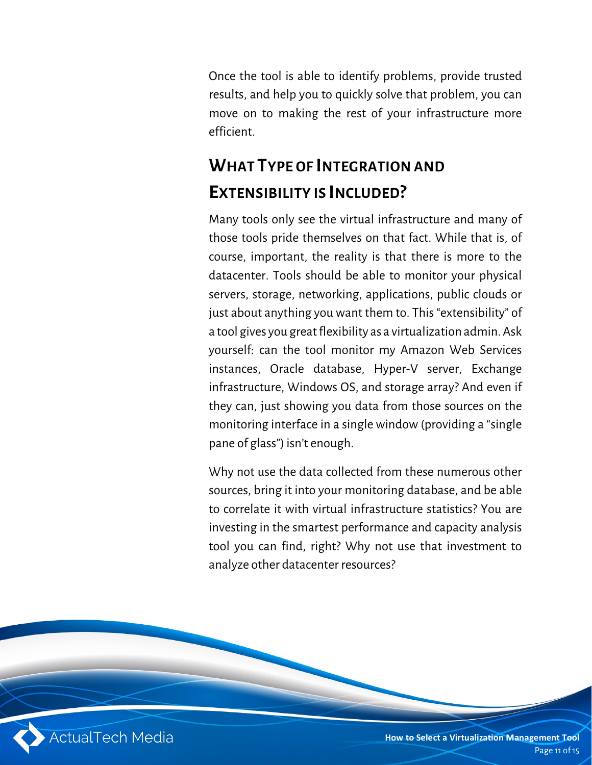Once the tool is able to identify problems, provide trusted results, and help you to quickly solve that problem, you can move on to making the rest of your infrastructure more efficient.

## What Type of Integration and Extensibility is Included?

Many tools only see the virtual infrastructure and many of those tools pride themselves on that fact. While that is, of course, important, the reality is that there is more to the datacenter. Tools should be able to monitor your physical servers, storage, networking, applications, public clouds or just about anything you want them to. This "extensibility" of a tool gives you great flexibility as a virtualization admin. Ask yourself: can the tool monitor my Amazon Web Services instances, Oracle database, Hyper-V server, Exchange infrastructure, Windows OS, and storage array? And even if they can, just showing you data from those sources on the monitoring interface in a single window (providing a "single pane of glass") isn't enough.

Why not use the data collected from these numerous other sources, bring it into your monitoring database, and be able to correlate it with virtual infrastructure statistics? You are investing in the smartest performance and capacity analysis tool you can find, right? Why not use that investment to analyze other datacenter resources?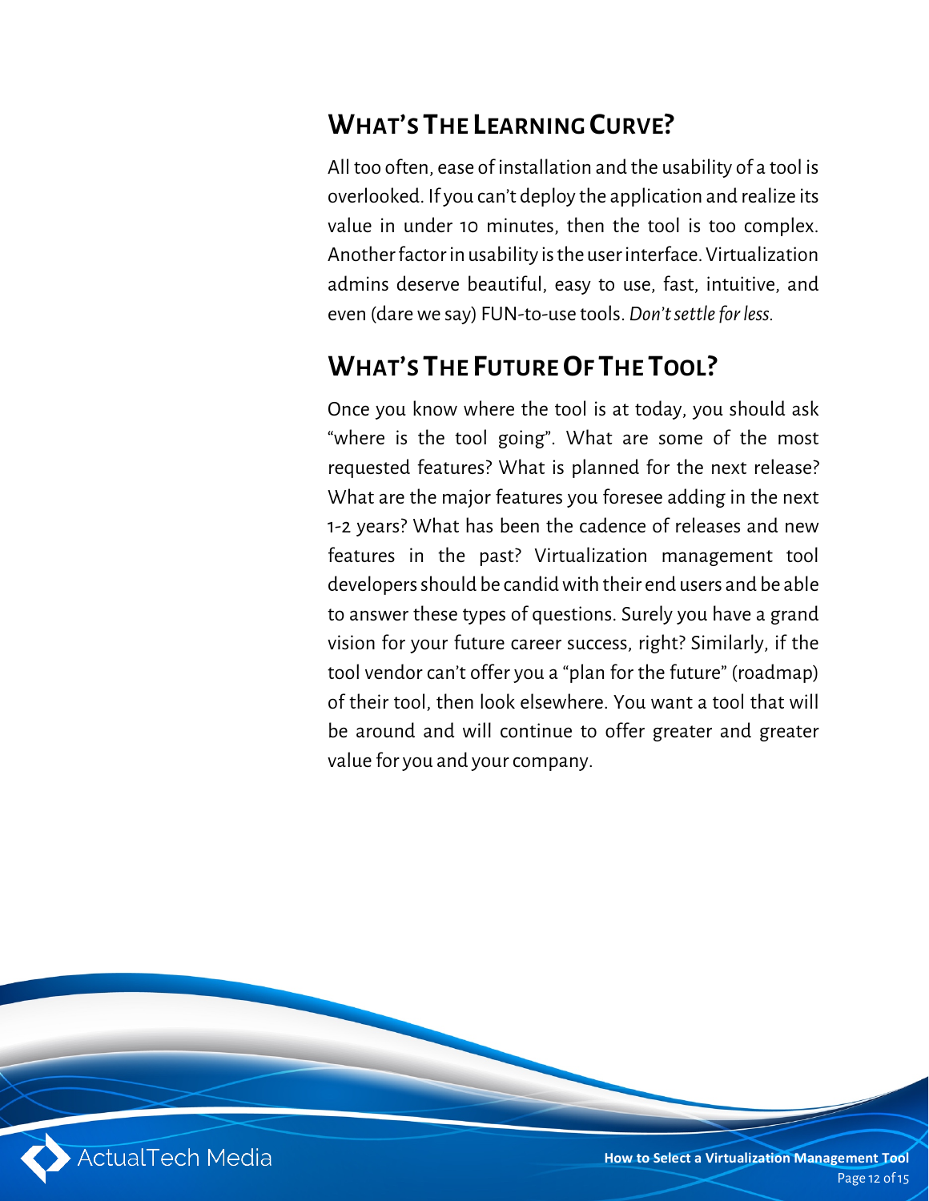## What's The Learning Curve?

All too often, ease of installation and the usability of a tool is overlooked. If you can't deploy the application and realize its value in under 10 minutes, then the tool is too complex. Another factor in usability is the user interface. Virtualization admins deserve beautiful, easy to use, fast, intuitive, and even (dare we say) FUN-to-use tools. *Don't settle for less.*

## What's The Future Of The Tool?

Once you know where the tool is at today, you should ask "where is the tool going". What are some of the most requested features? What is planned for the next release? What are the major features you foresee adding in the next 1-2 years? What has been the cadence of releases and new features in the past? Virtualization management tool developers should be candid with their end users and be able to answer these types of questions. Surely you have a grand vision for your future career success, right? Similarly, if the tool vendor can't offer you a "plan for the future" (roadmap) of their tool, then look elsewhere. You want a tool that will be around and will continue to offer greater and greater value for you and your company.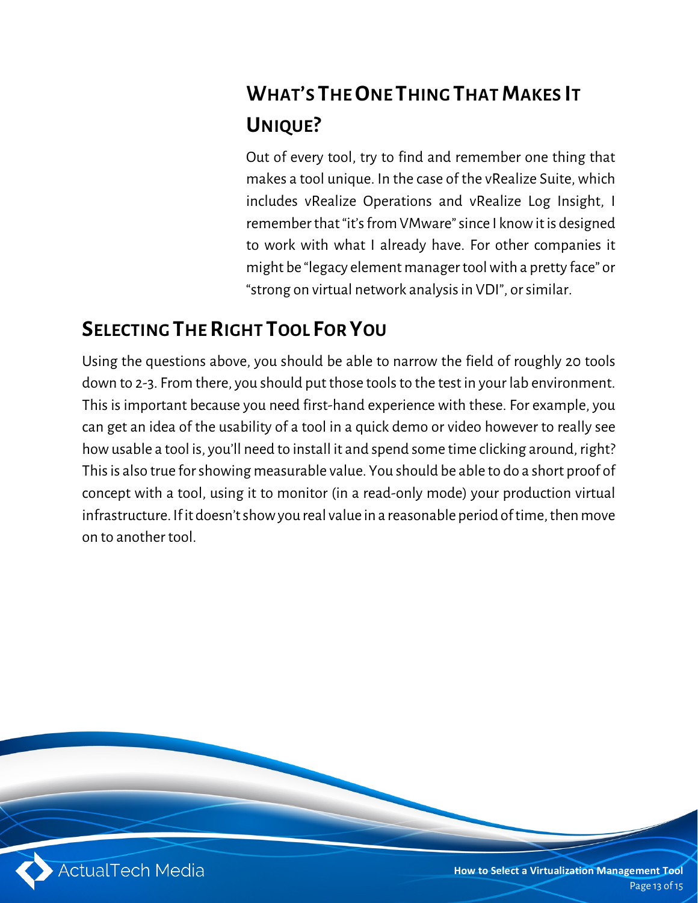### What's The One Thing That Makes It Unique?

Out of every tool, try to find and remember one thing that makes a tool unique. In the case of the vRealize Suite, which includes vRealize Operations and vRealize Log Insight, I remember that "it's from VMware" since I know it is designed to work with what I already have. For other companies it might be "legacy element manager tool with a pretty face" or "strong on virtual network analysis in VDI", or similar.

## Selecting The Right Tool For You

Using the questions above, you should be able to narrow the field of roughly 20 tools down to 2-3. From there, you should put those tools to the test in your lab environment. This is important because you need first-hand experience with these. For example, you can get an idea of the usability of a tool in a quick demo or video however to really see how usable a tool is, you'll need to install it and spend some time clicking around, right? This is also true for showing measurable value. You should be able to do a short proof of concept with a tool, using it to monitor (in a read-only mode) your production virtual infrastructure. If it doesn't show you real value in a reasonable period of time, then move on to another tool.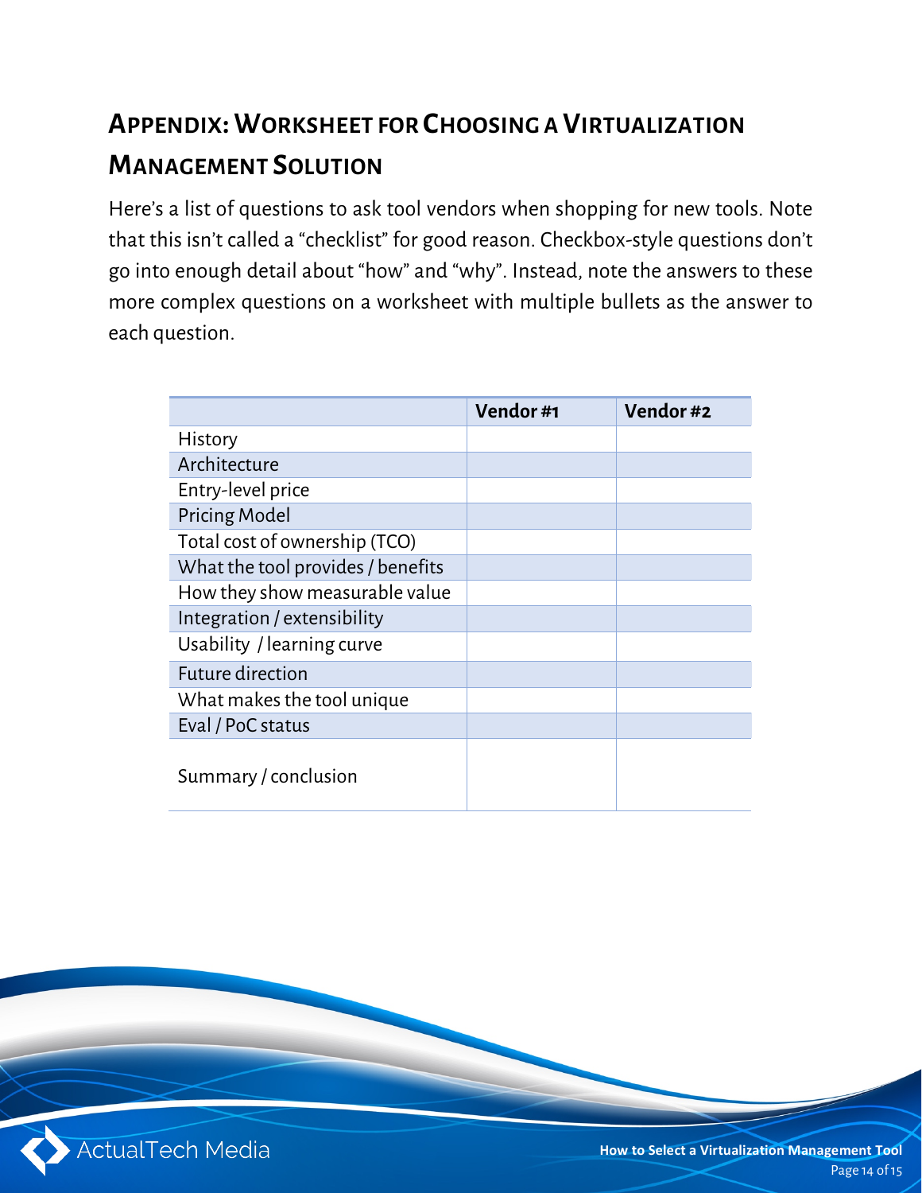## Appendix: Worksheet for Choosing a Virtualization Management Solution

Here's a list of questions to ask tool vendors when shopping for new tools. Note that this isn't called a "checklist" for good reason. Checkbox-style questions don't go into enough detail about "how" and "why". Instead, note the answers to these more complex questions on a worksheet with multiple bullets as the answer to each question.

| | Vendor #1 | Vendor #2 |
|---|---|---|
| History | | |
| Architecture | | |
| Entry-level price | | |
| Pricing Model | | |
| Total cost of ownership (TCO) | | |
| What the tool provides / benefits | | |
| How they show measurable value | | |
| Integration / extensibility | | |
| Usability / learning curve | | |
| Future direction | | |
| What makes the tool unique | | |
| Eval / PoC status | | |
| Summary / conclusion | | |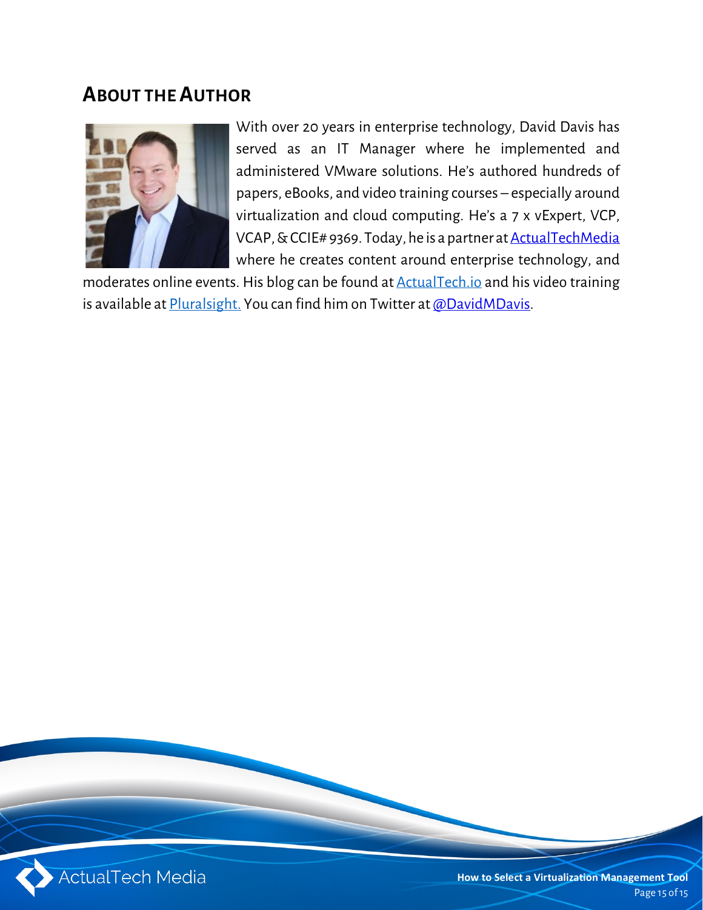## About the Author

With over 20 years in enterprise technology, David Davis has served as an IT Manager where he implemented and administered VMware solutions. He's authored hundreds of papers, eBooks, and video training courses – especially around virtualization and cloud computing. He's a 7 x vExpert, VCP, VCAP, & CCIE# 9369. Today, he is a partner at ActualTechMedia where he creates content around enterprise technology, and moderates online events. His blog can be found at ActualTech.io and his video training is available at Pluralsight. You can find him on Twitter at @DavidMDavis.